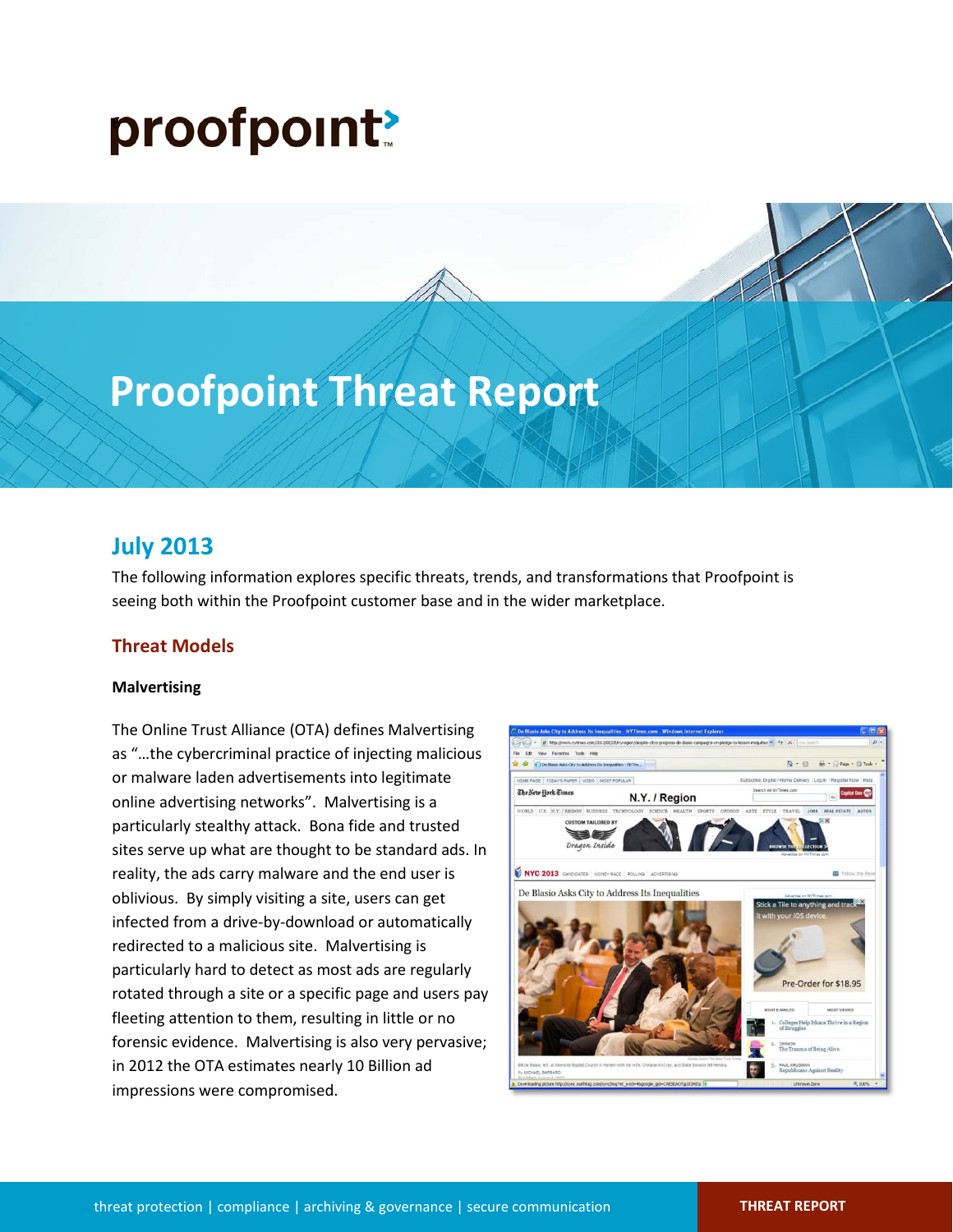proofpoint

# Proofpoint Threat Report

## July 2013

The following information explores specific threats, trends, and transformations that Proofpoint is seeing both within the Proofpoint customer base and in the wider marketplace.

## Threat Models

### Malvertising

The Online Trust Alliance (OTA) defines Malvertising as "…the cybercriminal practice of injecting malicious or malware laden advertisements into legitimate online advertising networks". Malvertising is a particularly stealthy attack. Bona fide and trusted sites serve up what are thought to be standard ads. In reality, the ads carry malware and the end user is oblivious. By simply visiting a site, users can get infected from a drive-by-download or automatically redirected to a malicious site. Malvertising is particularly hard to detect as most ads are regularly rotated through a site or a specific page and users pay fleeting attention to them, resulting in little or no forensic evidence. Malvertising is also very pervasive; in 2012 the OTA estimates nearly 10 Billion ad impressions were compromised.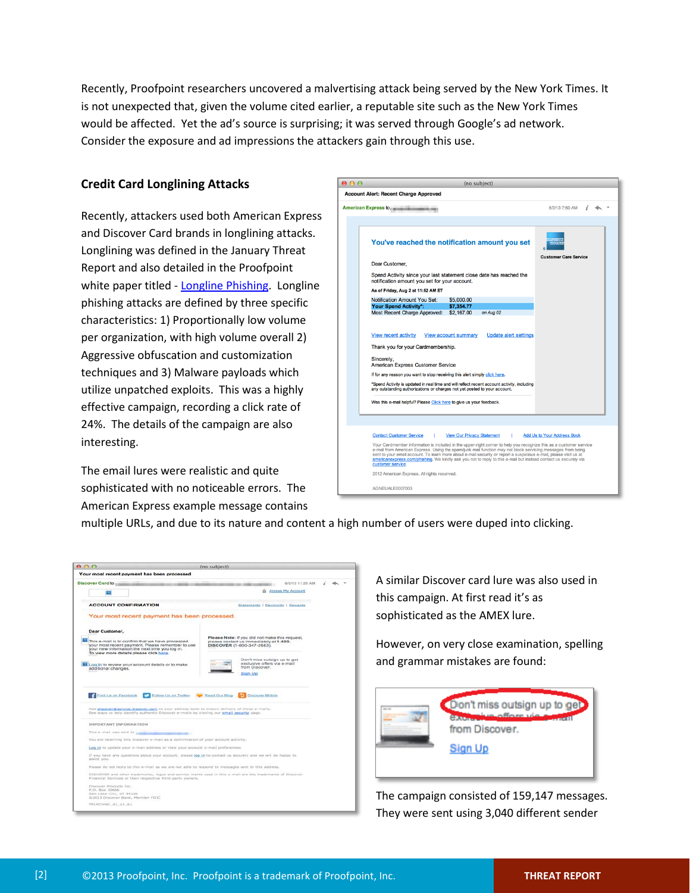Recently, Proofpoint researchers uncovered a malvertising attack being served by the New York Times. It is not unexpected that, given the volume cited earlier, a reputable site such as the New York Times would be affected. Yet the ad's source is surprising; it was served through Google's ad network. Consider the exposure and ad impressions the attackers gain through this use.

## Credit Card Longlining Attacks

Recently, attackers used both American Express and Discover Card brands in longlining attacks. Longlining was defined in the January Threat Report and also detailed in the Proofpoint white paper titled - [Longline Phishing](). Longline phishing attacks are defined by three specific characteristics: 1) Proportionally low volume per organization, with high volume overall 2) Aggressive obfuscation and customization techniques and 3) Malware payloads which utilize unpatched exploits. This was a highly effective campaign, recording a click rate of 24%. The details of the campaign are also interesting.

The email lures were realistic and quite sophisticated with no noticeable errors. The American Express example message contains multiple URLs, and due to its nature and content a high number of users were duped into clicking.

A similar Discover card lure was also used in this campaign. At first read it's as sophisticated as the AMEX lure.

However, on very close examination, spelling and grammar mistakes are found:

The campaign consisted of 159,147 messages. They were sent using 3,040 different sender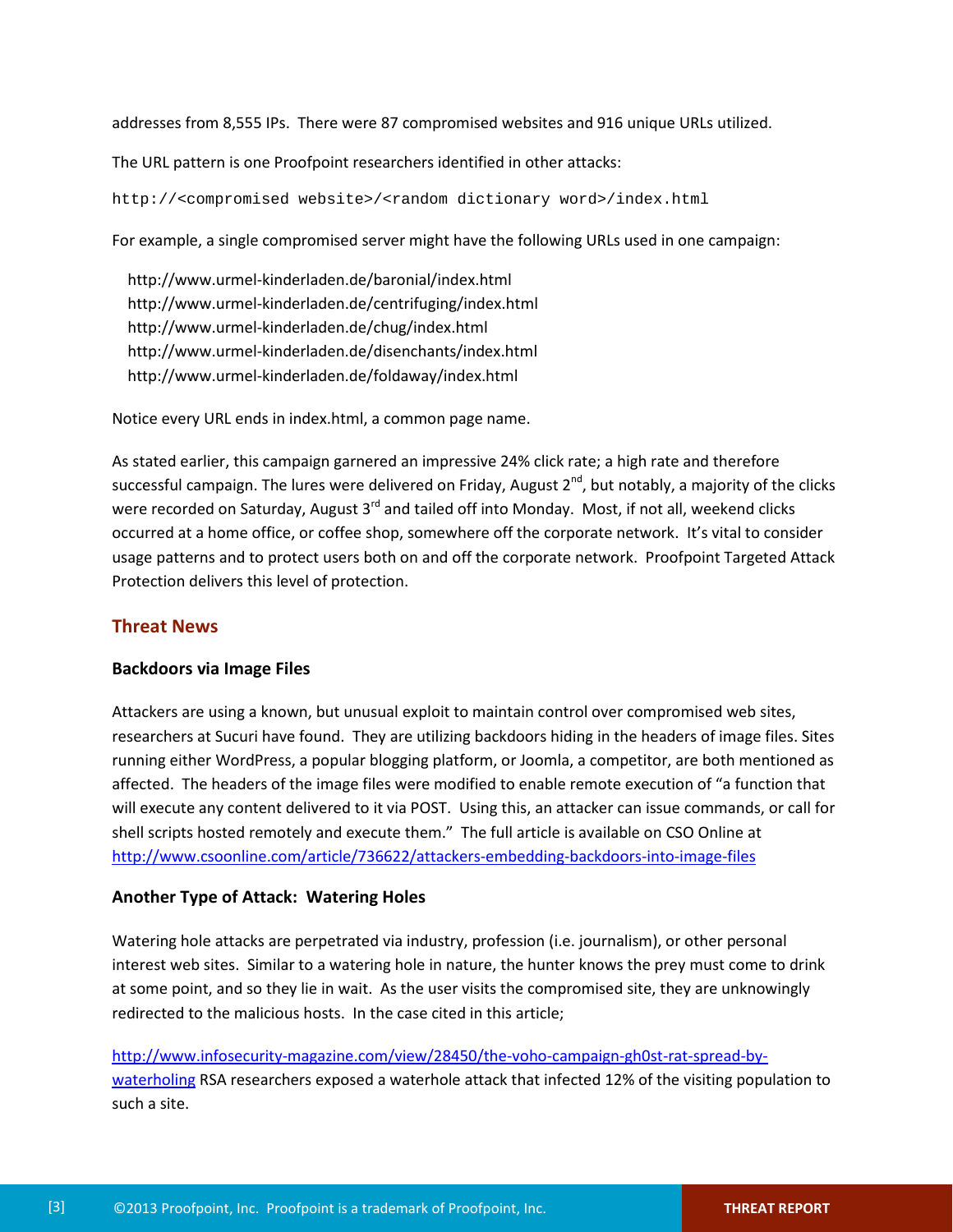addresses from 8,555 IPs. There were 87 compromised websites and 916 unique URLs utilized.

The URL pattern is one Proofpoint researchers identified in other attacks:

```
http://<compromised website>/<random dictionary word>/index.html
```

For example, a single compromised server might have the following URLs used in one campaign:

http://www.urmel-kinderladen.de/baronial/index.html
http://www.urmel-kinderladen.de/centrifuging/index.html
http://www.urmel-kinderladen.de/chug/index.html
http://www.urmel-kinderladen.de/disenchants/index.html
http://www.urmel-kinderladen.de/foldaway/index.html

Notice every URL ends in index.html, a common page name.

As stated earlier, this campaign garnered an impressive 24% click rate; a high rate and therefore successful campaign. The lures were delivered on Friday, August 2nd, but notably, a majority of the clicks were recorded on Saturday, August 3rd and tailed off into Monday. Most, if not all, weekend clicks occurred at a home office, or coffee shop, somewhere off the corporate network. It's vital to consider usage patterns and to protect users both on and off the corporate network. Proofpoint Targeted Attack Protection delivers this level of protection.

## Threat News

### Backdoors via Image Files

Attackers are using a known, but unusual exploit to maintain control over compromised web sites, researchers at Sucuri have found. They are utilizing backdoors hiding in the headers of image files. Sites running either WordPress, a popular blogging platform, or Joomla, a competitor, are both mentioned as affected. The headers of the image files were modified to enable remote execution of "a function that will execute any content delivered to it via POST. Using this, an attacker can issue commands, or call for shell scripts hosted remotely and execute them." The full article is available on CSO Online at http://www.csoonline.com/article/736622/attackers-embedding-backdoors-into-image-files

### Another Type of Attack: Watering Holes

Watering hole attacks are perpetrated via industry, profession (i.e. journalism), or other personal interest web sites. Similar to a watering hole in nature, the hunter knows the prey must come to drink at some point, and so they lie in wait. As the user visits the compromised site, they are unknowingly redirected to the malicious hosts. In the case cited in this article;

http://www.infosecurity-magazine.com/view/28450/the-voho-campaign-gh0st-rat-spread-by-waterholing RSA researchers exposed a waterhole attack that infected 12% of the visiting population to such a site.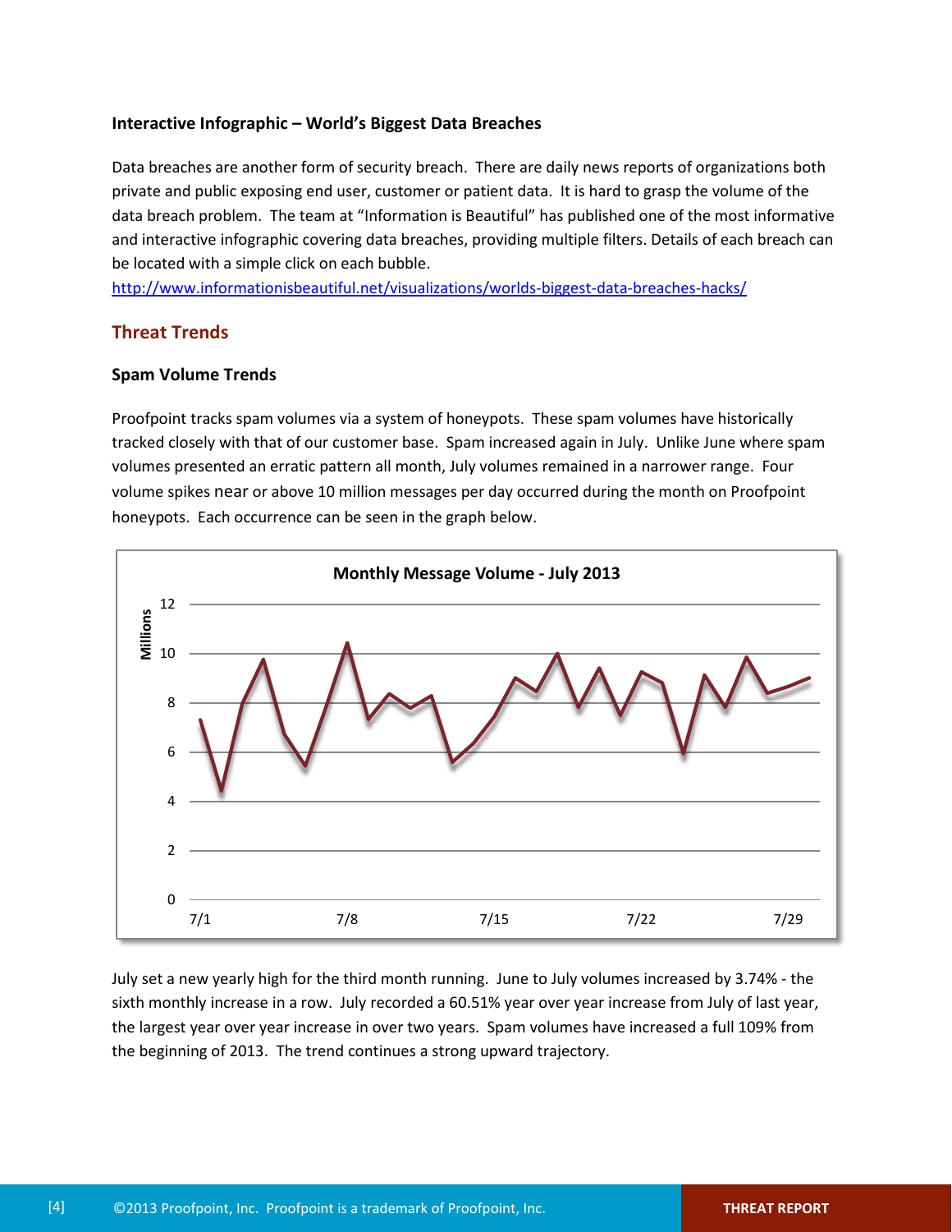**Interactive Infographic – World's Biggest Data Breaches**

Data breaches are another form of security breach. There are daily news reports of organizations both private and public exposing end user, customer or patient data. It is hard to grasp the volume of the data breach problem. The team at "Information is Beautiful" has published one of the most informative and interactive infographic covering data breaches, providing multiple filters. Details of each breach can be located with a simple click on each bubble.
http://www.informationisbeautiful.net/visualizations/worlds-biggest-data-breaches-hacks/

## Threat Trends

### Spam Volume Trends

Proofpoint tracks spam volumes via a system of honeypots. These spam volumes have historically tracked closely with that of our customer base. Spam increased again in July. Unlike June where spam volumes presented an erratic pattern all month, July volumes remained in a narrower range. Four volume spikes near or above 10 million messages per day occurred during the month on Proofpoint honeypots. Each occurrence can be seen in the graph below.

**Monthly Message Volume - July 2013**

July set a new yearly high for the third month running. June to July volumes increased by 3.74% - the sixth monthly increase in a row. July recorded a 60.51% year over year increase from July of last year, the largest year over year increase in over two years. Spam volumes have increased a full 109% from the beginning of 2013. The trend continues a strong upward trajectory.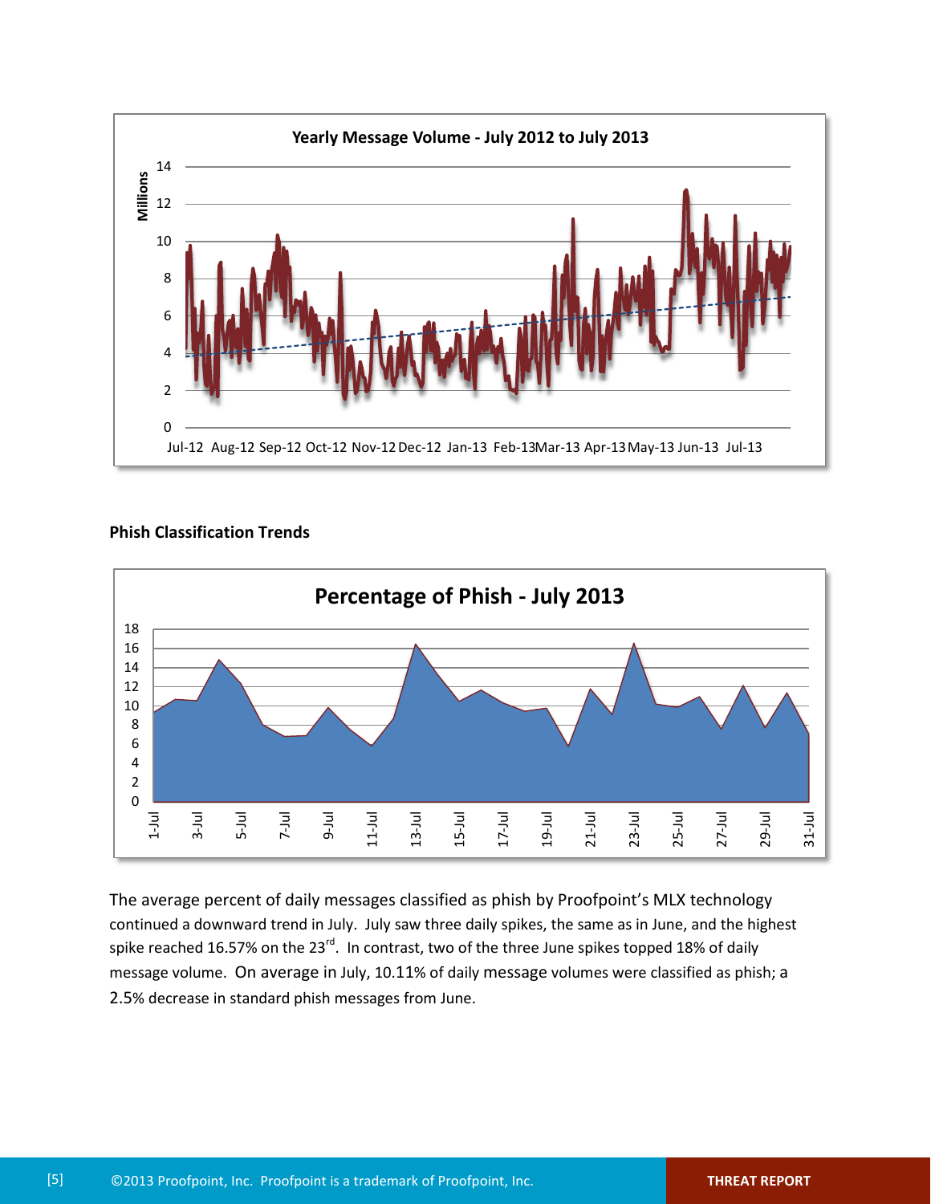**Yearly Message Volume - July 2012 to July 2013**

**Phish Classification Trends**

**Percentage of Phish - July 2013**

The average percent of daily messages classified as phish by Proofpoint's MLX technology continued a downward trend in July. July saw three daily spikes, the same as in June, and the highest spike reached 16.57% on the 23rd. In contrast, two of the three June spikes topped 18% of daily message volume. On average in July, 10.11% of daily message volumes were classified as phish; a 2.5% decrease in standard phish messages from June.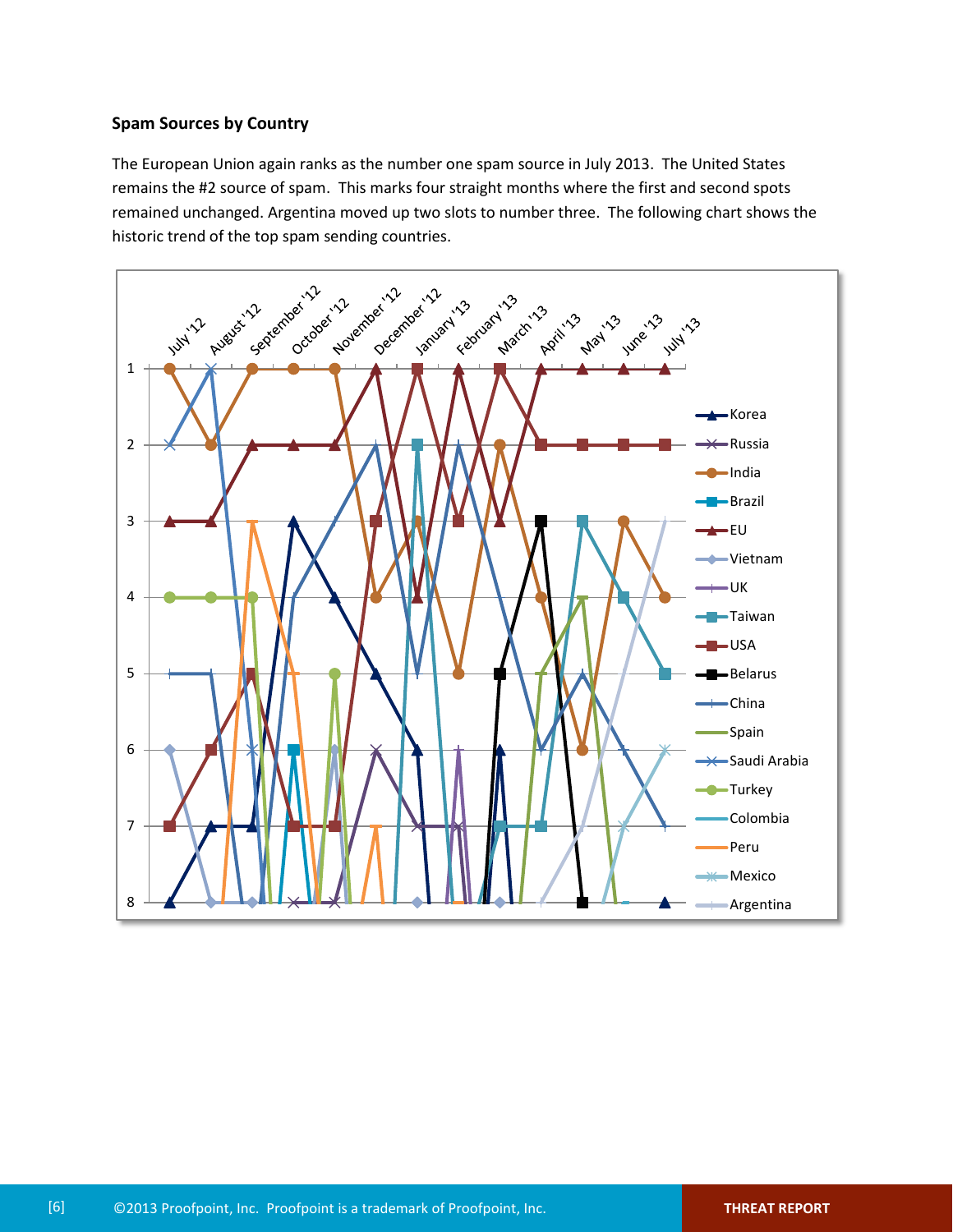### Spam Sources by Country

The European Union again ranks as the number one spam source in July 2013. The United States remains the #2 source of spam. This marks four straight months where the first and second spots remained unchanged. Argentina moved up two slots to number three. The following chart shows the historic trend of the top spam sending countries.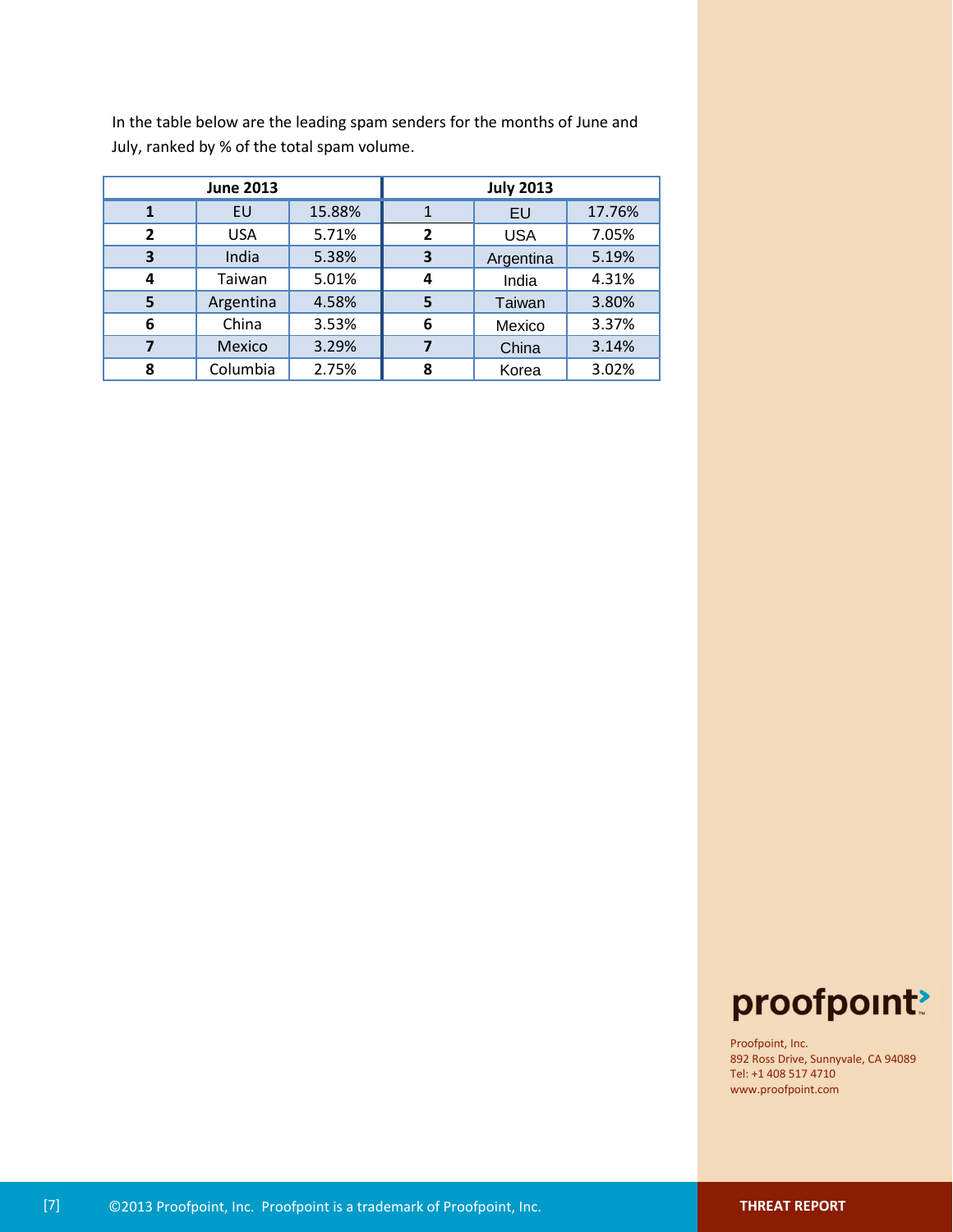In the table below are the leading spam senders for the months of June and July, ranked by % of the total spam volume.

| June 2013 | | | July 2013 | | |
|---|---|---|---|---|---|
| **1** | EU | 15.88% | 1 | EU | 17.76% |
| **2** | USA | 5.71% | **2** | USA | 7.05% |
| **3** | India | 5.38% | **3** | Argentina | 5.19% |
| **4** | Taiwan | 5.01% | **4** | India | 4.31% |
| **5** | Argentina | 4.58% | **5** | Taiwan | 3.80% |
| **6** | China | 3.53% | **6** | Mexico | 3.37% |
| **7** | Mexico | 3.29% | **7** | China | 3.14% |
| **8** | Columbia | 2.75% | **8** | Korea | 3.02% |

Proofpoint, Inc.
892 Ross Drive, Sunnyvale, CA 94089
Tel: +1 408 517 4710
www.proofpoint.com

©2013 Proofpoint, Inc. Proofpoint is a trademark of Proofpoint, Inc.